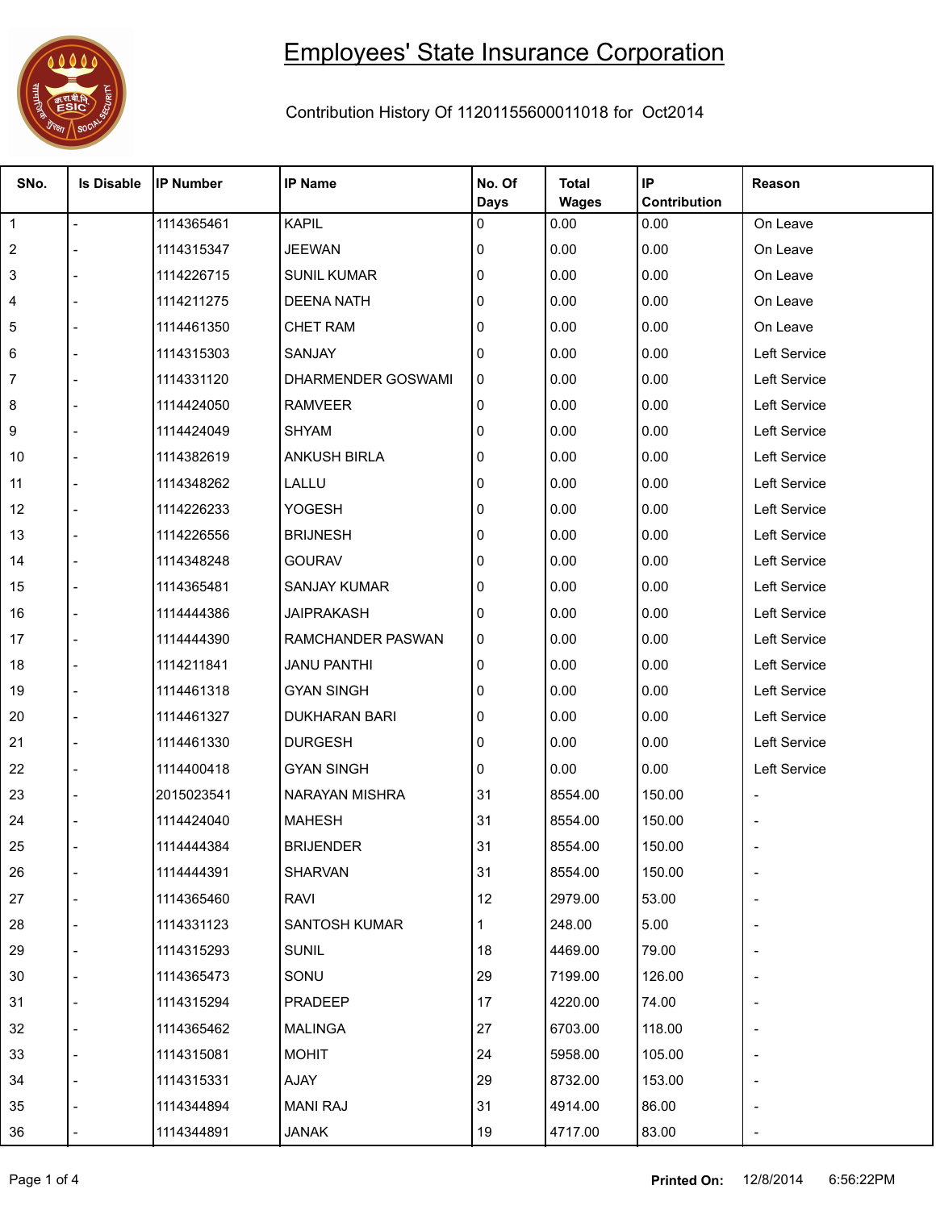# Employees' State Insurance Corporation

Contribution History Of 11201155600011018 for Oct2014

| SNo. | Is Disable | IP Number | IP Name | No. Of Days | Total Wages | IP Contribution | Reason |
|---|---|---|---|---|---|---|---|
| 1 | - | 1114365461 | KAPIL | 0 | 0.00 | 0.00 | On Leave |
| 2 | - | 1114315347 | JEEWAN | 0 | 0.00 | 0.00 | On Leave |
| 3 | - | 1114226715 | SUNIL KUMAR | 0 | 0.00 | 0.00 | On Leave |
| 4 | - | 1114211275 | DEENA NATH | 0 | 0.00 | 0.00 | On Leave |
| 5 | - | 1114461350 | CHET RAM | 0 | 0.00 | 0.00 | On Leave |
| 6 | - | 1114315303 | SANJAY | 0 | 0.00 | 0.00 | Left Service |
| 7 | - | 1114331120 | DHARMENDER GOSWAMI | 0 | 0.00 | 0.00 | Left Service |
| 8 | - | 1114424050 | RAMVEER | 0 | 0.00 | 0.00 | Left Service |
| 9 | - | 1114424049 | SHYAM | 0 | 0.00 | 0.00 | Left Service |
| 10 | - | 1114382619 | ANKUSH BIRLA | 0 | 0.00 | 0.00 | Left Service |
| 11 | - | 1114348262 | LALLU | 0 | 0.00 | 0.00 | Left Service |
| 12 | - | 1114226233 | YOGESH | 0 | 0.00 | 0.00 | Left Service |
| 13 | - | 1114226556 | BRIJNESH | 0 | 0.00 | 0.00 | Left Service |
| 14 | - | 1114348248 | GOURAV | 0 | 0.00 | 0.00 | Left Service |
| 15 | - | 1114365481 | SANJAY KUMAR | 0 | 0.00 | 0.00 | Left Service |
| 16 | - | 1114444386 | JAIPRAKASH | 0 | 0.00 | 0.00 | Left Service |
| 17 | - | 1114444390 | RAMCHANDER PASWAN | 0 | 0.00 | 0.00 | Left Service |
| 18 | - | 1114211841 | JANU PANTHI | 0 | 0.00 | 0.00 | Left Service |
| 19 | - | 1114461318 | GYAN SINGH | 0 | 0.00 | 0.00 | Left Service |
| 20 | - | 1114461327 | DUKHARAN BARI | 0 | 0.00 | 0.00 | Left Service |
| 21 | - | 1114461330 | DURGESH | 0 | 0.00 | 0.00 | Left Service |
| 22 | - | 1114400418 | GYAN SINGH | 0 | 0.00 | 0.00 | Left Service |
| 23 | - | 2015023541 | NARAYAN MISHRA | 31 | 8554.00 | 150.00 | - |
| 24 | - | 1114424040 | MAHESH | 31 | 8554.00 | 150.00 | - |
| 25 | - | 1114444384 | BRIJENDER | 31 | 8554.00 | 150.00 | - |
| 26 | - | 1114444391 | SHARVAN | 31 | 8554.00 | 150.00 | - |
| 27 | - | 1114365460 | RAVI | 12 | 2979.00 | 53.00 | - |
| 28 | - | 1114331123 | SANTOSH KUMAR | 1 | 248.00 | 5.00 | - |
| 29 | - | 1114315293 | SUNIL | 18 | 4469.00 | 79.00 | - |
| 30 | - | 1114365473 | SONU | 29 | 7199.00 | 126.00 | - |
| 31 | - | 1114315294 | PRADEEP | 17 | 4220.00 | 74.00 | - |
| 32 | - | 1114365462 | MALINGA | 27 | 6703.00 | 118.00 | - |
| 33 | - | 1114315081 | MOHIT | 24 | 5958.00 | 105.00 | - |
| 34 | - | 1114315331 | AJAY | 29 | 8732.00 | 153.00 | - |
| 35 | - | 1114344894 | MANI RAJ | 31 | 4914.00 | 86.00 | - |
| 36 | - | 1114344891 | JANAK | 19 | 4717.00 | 83.00 | - |

**Printed On:** 12/8/2014 6:56:22PM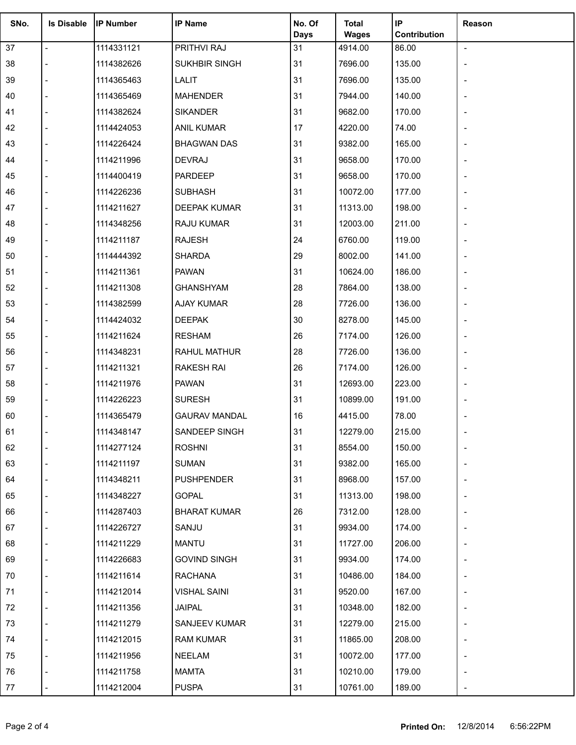| SNo. | Is Disable | IP Number | IP Name | No. Of Days | Total Wages | IP Contribution | Reason |
|---|---|---|---|---|---|---|---|
| 37 | - | 1114331121 | PRITHVI RAJ | 31 | 4914.00 | 86.00 | - |
| 38 | - | 1114382626 | SUKHBIR SINGH | 31 | 7696.00 | 135.00 | - |
| 39 | - | 1114365463 | LALIT | 31 | 7696.00 | 135.00 | - |
| 40 | - | 1114365469 | MAHENDER | 31 | 7944.00 | 140.00 | - |
| 41 | - | 1114382624 | SIKANDER | 31 | 9682.00 | 170.00 | - |
| 42 | - | 1114424053 | ANIL KUMAR | 17 | 4220.00 | 74.00 | - |
| 43 | - | 1114226424 | BHAGWAN DAS | 31 | 9382.00 | 165.00 | - |
| 44 | - | 1114211996 | DEVRAJ | 31 | 9658.00 | 170.00 | - |
| 45 | - | 1114400419 | PARDEEP | 31 | 9658.00 | 170.00 | - |
| 46 | - | 1114226236 | SUBHASH | 31 | 10072.00 | 177.00 | - |
| 47 | - | 1114211627 | DEEPAK KUMAR | 31 | 11313.00 | 198.00 | - |
| 48 | - | 1114348256 | RAJU KUMAR | 31 | 12003.00 | 211.00 | - |
| 49 | - | 1114211187 | RAJESH | 24 | 6760.00 | 119.00 | - |
| 50 | - | 1114444392 | SHARDA | 29 | 8002.00 | 141.00 | - |
| 51 | - | 1114211361 | PAWAN | 31 | 10624.00 | 186.00 | - |
| 52 | - | 1114211308 | GHANSHYAM | 28 | 7864.00 | 138.00 | - |
| 53 | - | 1114382599 | AJAY KUMAR | 28 | 7726.00 | 136.00 | - |
| 54 | - | 1114424032 | DEEPAK | 30 | 8278.00 | 145.00 | - |
| 55 | - | 1114211624 | RESHAM | 26 | 7174.00 | 126.00 | - |
| 56 | - | 1114348231 | RAHUL MATHUR | 28 | 7726.00 | 136.00 | - |
| 57 | - | 1114211321 | RAKESH RAI | 26 | 7174.00 | 126.00 | - |
| 58 | - | 1114211976 | PAWAN | 31 | 12693.00 | 223.00 | - |
| 59 | - | 1114226223 | SURESH | 31 | 10899.00 | 191.00 | - |
| 60 | - | 1114365479 | GAURAV MANDAL | 16 | 4415.00 | 78.00 | - |
| 61 | - | 1114348147 | SANDEEP SINGH | 31 | 12279.00 | 215.00 | - |
| 62 | - | 1114277124 | ROSHNI | 31 | 8554.00 | 150.00 | - |
| 63 | - | 1114211197 | SUMAN | 31 | 9382.00 | 165.00 | - |
| 64 | - | 1114348211 | PUSHPENDER | 31 | 8968.00 | 157.00 | - |
| 65 | - | 1114348227 | GOPAL | 31 | 11313.00 | 198.00 | - |
| 66 | - | 1114287403 | BHARAT KUMAR | 26 | 7312.00 | 128.00 | - |
| 67 | - | 1114226727 | SANJU | 31 | 9934.00 | 174.00 | - |
| 68 | - | 1114211229 | MANTU | 31 | 11727.00 | 206.00 | - |
| 69 | - | 1114226683 | GOVIND SINGH | 31 | 9934.00 | 174.00 | - |
| 70 | - | 1114211614 | RACHANA | 31 | 10486.00 | 184.00 | - |
| 71 | - | 1114212014 | VISHAL SAINI | 31 | 9520.00 | 167.00 | - |
| 72 | - | 1114211356 | JAIPAL | 31 | 10348.00 | 182.00 | - |
| 73 | - | 1114211279 | SANJEEV KUMAR | 31 | 12279.00 | 215.00 | - |
| 74 | - | 1114212015 | RAM KUMAR | 31 | 11865.00 | 208.00 | - |
| 75 | - | 1114211956 | NEELAM | 31 | 10072.00 | 177.00 | - |
| 76 | - | 1114211758 | MAMTA | 31 | 10210.00 | 179.00 | - |
| 77 | - | 1114212004 | PUSPA | 31 | 10761.00 | 189.00 | - |

**Printed On:** 12/8/2014 6:56:22PM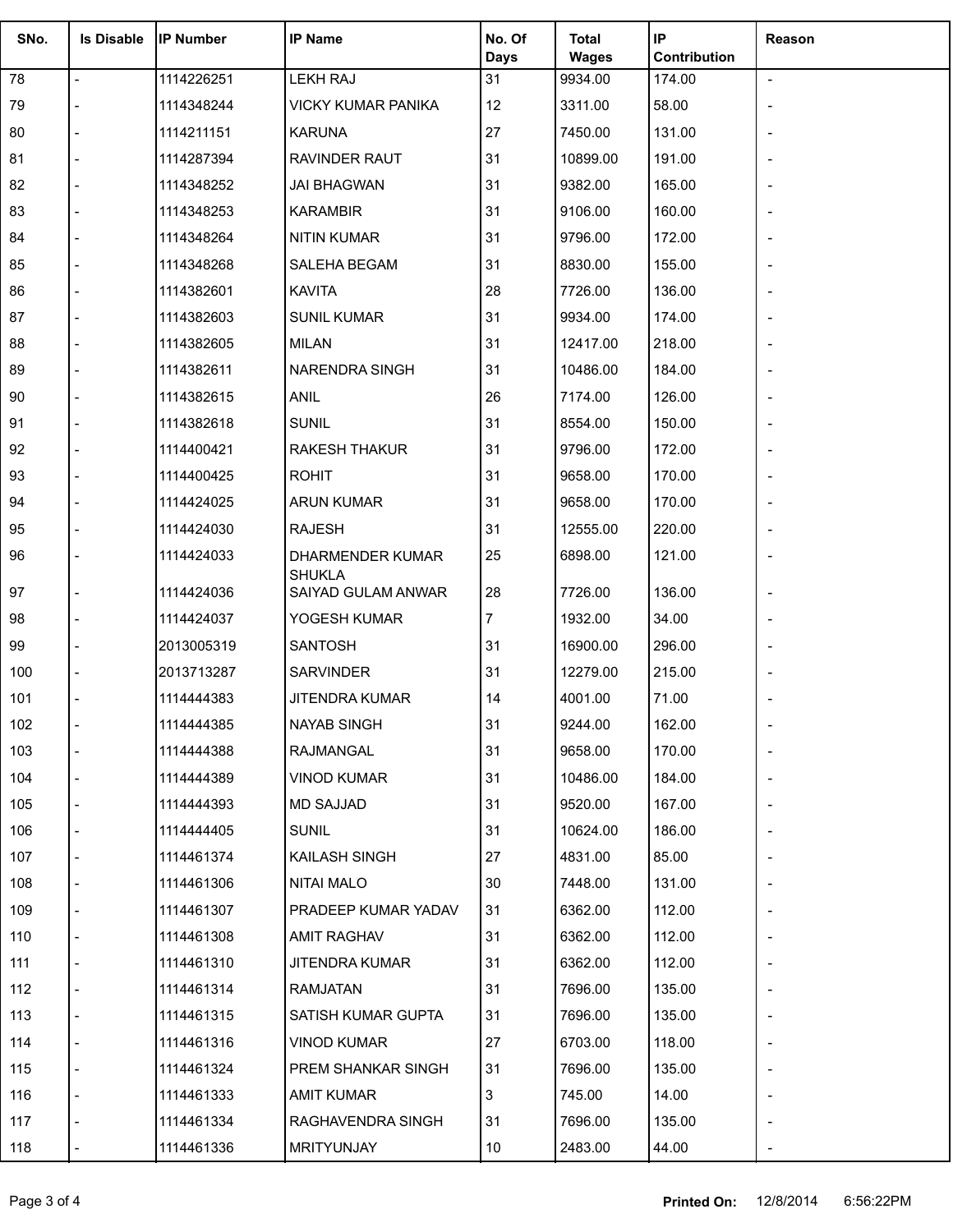| SNo. | Is Disable | IP Number | IP Name | No. Of Days | Total Wages | IP Contribution | Reason |
|---|---|---|---|---|---|---|---|
| 78 | - | 1114226251 | LEKH RAJ | 31 | 9934.00 | 174.00 | - |
| 79 | - | 1114348244 | VICKY KUMAR PANIKA | 12 | 3311.00 | 58.00 | - |
| 80 | - | 1114211151 | KARUNA | 27 | 7450.00 | 131.00 | - |
| 81 | - | 1114287394 | RAVINDER RAUT | 31 | 10899.00 | 191.00 | - |
| 82 | - | 1114348252 | JAI BHAGWAN | 31 | 9382.00 | 165.00 | - |
| 83 | - | 1114348253 | KARAMBIR | 31 | 9106.00 | 160.00 | - |
| 84 | - | 1114348264 | NITIN KUMAR | 31 | 9796.00 | 172.00 | - |
| 85 | - | 1114348268 | SALEHA BEGAM | 31 | 8830.00 | 155.00 | - |
| 86 | - | 1114382601 | KAVITA | 28 | 7726.00 | 136.00 | - |
| 87 | - | 1114382603 | SUNIL KUMAR | 31 | 9934.00 | 174.00 | - |
| 88 | - | 1114382605 | MILAN | 31 | 12417.00 | 218.00 | - |
| 89 | - | 1114382611 | NARENDRA SINGH | 31 | 10486.00 | 184.00 | - |
| 90 | - | 1114382615 | ANIL | 26 | 7174.00 | 126.00 | - |
| 91 | - | 1114382618 | SUNIL | 31 | 8554.00 | 150.00 | - |
| 92 | - | 1114400421 | RAKESH THAKUR | 31 | 9796.00 | 172.00 | - |
| 93 | - | 1114400425 | ROHIT | 31 | 9658.00 | 170.00 | - |
| 94 | - | 1114424025 | ARUN KUMAR | 31 | 9658.00 | 170.00 | - |
| 95 | - | 1114424030 | RAJESH | 31 | 12555.00 | 220.00 | - |
| 96 | - | 1114424033 | DHARMENDER KUMAR SHUKLA | 25 | 6898.00 | 121.00 | - |
| 97 | - | 1114424036 | SAIYAD GULAM ANWAR | 28 | 7726.00 | 136.00 | - |
| 98 | - | 1114424037 | YOGESH KUMAR | 7 | 1932.00 | 34.00 | - |
| 99 | - | 2013005319 | SANTOSH | 31 | 16900.00 | 296.00 | - |
| 100 | - | 2013713287 | SARVINDER | 31 | 12279.00 | 215.00 | - |
| 101 | - | 1114444383 | JITENDRA KUMAR | 14 | 4001.00 | 71.00 | - |
| 102 | - | 1114444385 | NAYAB SINGH | 31 | 9244.00 | 162.00 | - |
| 103 | - | 1114444388 | RAJMANGAL | 31 | 9658.00 | 170.00 | - |
| 104 | - | 1114444389 | VINOD KUMAR | 31 | 10486.00 | 184.00 | - |
| 105 | - | 1114444393 | MD SAJJAD | 31 | 9520.00 | 167.00 | - |
| 106 | - | 1114444405 | SUNIL | 31 | 10624.00 | 186.00 | - |
| 107 | - | 1114461374 | KAILASH SINGH | 27 | 4831.00 | 85.00 | - |
| 108 | - | 1114461306 | NITAI MALO | 30 | 7448.00 | 131.00 | - |
| 109 | - | 1114461307 | PRADEEP KUMAR YADAV | 31 | 6362.00 | 112.00 | - |
| 110 | - | 1114461308 | AMIT RAGHAV | 31 | 6362.00 | 112.00 | - |
| 111 | - | 1114461310 | JITENDRA KUMAR | 31 | 6362.00 | 112.00 | - |
| 112 | - | 1114461314 | RAMJATAN | 31 | 7696.00 | 135.00 | - |
| 113 | - | 1114461315 | SATISH KUMAR GUPTA | 31 | 7696.00 | 135.00 | - |
| 114 | - | 1114461316 | VINOD KUMAR | 27 | 6703.00 | 118.00 | - |
| 115 | - | 1114461324 | PREM SHANKAR SINGH | 31 | 7696.00 | 135.00 | - |
| 116 | - | 1114461333 | AMIT KUMAR | 3 | 745.00 | 14.00 | - |
| 117 | - | 1114461334 | RAGHAVENDRA SINGH | 31 | 7696.00 | 135.00 | - |
| 118 | - | 1114461336 | MRITYUNJAY | 10 | 2483.00 | 44.00 | - |

**Printed On:** 12/8/2014 6:56:22PM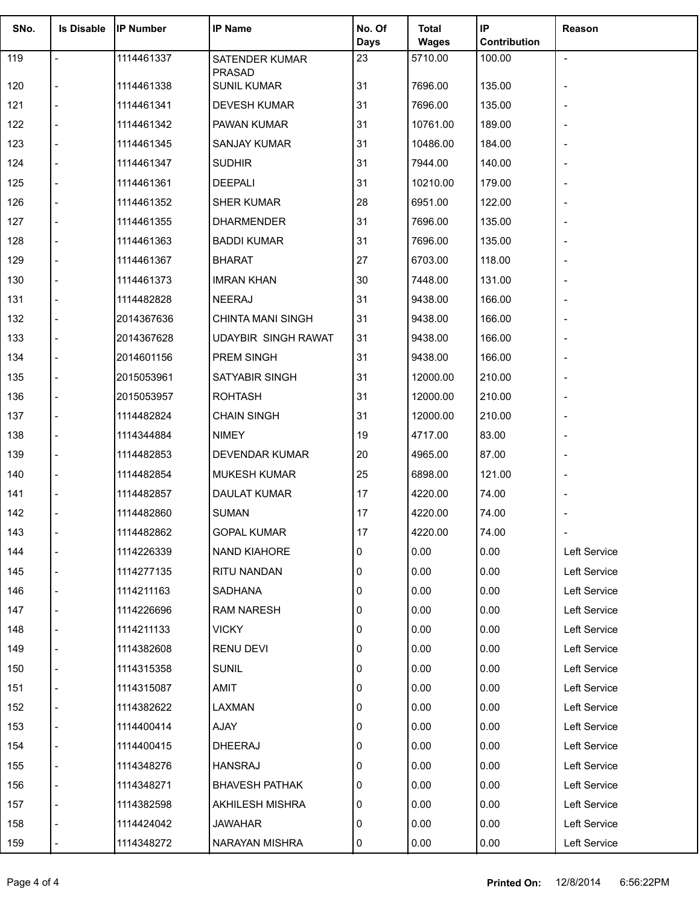| SNo. | Is Disable | IP Number | IP Name | No. Of Days | Total Wages | IP Contribution | Reason |
|---|---|---|---|---|---|---|---|
| 119 | - | 1114461337 | SATENDER KUMAR PRASAD | 23 | 5710.00 | 100.00 | - |
| 120 | - | 1114461338 | SUNIL KUMAR | 31 | 7696.00 | 135.00 | - |
| 121 | - | 1114461341 | DEVESH KUMAR | 31 | 7696.00 | 135.00 | - |
| 122 | - | 1114461342 | PAWAN KUMAR | 31 | 10761.00 | 189.00 | - |
| 123 | - | 1114461345 | SANJAY KUMAR | 31 | 10486.00 | 184.00 | - |
| 124 | - | 1114461347 | SUDHIR | 31 | 7944.00 | 140.00 | - |
| 125 | - | 1114461361 | DEEPALI | 31 | 10210.00 | 179.00 | - |
| 126 | - | 1114461352 | SHER KUMAR | 28 | 6951.00 | 122.00 | - |
| 127 | - | 1114461355 | DHARMENDER | 31 | 7696.00 | 135.00 | - |
| 128 | - | 1114461363 | BADDI KUMAR | 31 | 7696.00 | 135.00 | - |
| 129 | - | 1114461367 | BHARAT | 27 | 6703.00 | 118.00 | - |
| 130 | - | 1114461373 | IMRAN KHAN | 30 | 7448.00 | 131.00 | - |
| 131 | - | 1114482828 | NEERAJ | 31 | 9438.00 | 166.00 | - |
| 132 | - | 2014367636 | CHINTA MANI SINGH | 31 | 9438.00 | 166.00 | - |
| 133 | - | 2014367628 | UDAYBIR SINGH RAWAT | 31 | 9438.00 | 166.00 | - |
| 134 | - | 2014601156 | PREM SINGH | 31 | 9438.00 | 166.00 | - |
| 135 | - | 2015053961 | SATYABIR SINGH | 31 | 12000.00 | 210.00 | - |
| 136 | - | 2015053957 | ROHTASH | 31 | 12000.00 | 210.00 | - |
| 137 | - | 1114482824 | CHAIN SINGH | 31 | 12000.00 | 210.00 | - |
| 138 | - | 1114344884 | NIMEY | 19 | 4717.00 | 83.00 | - |
| 139 | - | 1114482853 | DEVENDAR KUMAR | 20 | 4965.00 | 87.00 | - |
| 140 | - | 1114482854 | MUKESH KUMAR | 25 | 6898.00 | 121.00 | - |
| 141 | - | 1114482857 | DAULAT KUMAR | 17 | 4220.00 | 74.00 | - |
| 142 | - | 1114482860 | SUMAN | 17 | 4220.00 | 74.00 | - |
| 143 | - | 1114482862 | GOPAL KUMAR | 17 | 4220.00 | 74.00 | - |
| 144 | - | 1114226339 | NAND KIAHORE | 0 | 0.00 | 0.00 | Left Service |
| 145 | - | 1114277135 | RITU NANDAN | 0 | 0.00 | 0.00 | Left Service |
| 146 | - | 1114211163 | SADHANA | 0 | 0.00 | 0.00 | Left Service |
| 147 | - | 1114226696 | RAM NARESH | 0 | 0.00 | 0.00 | Left Service |
| 148 | - | 1114211133 | VICKY | 0 | 0.00 | 0.00 | Left Service |
| 149 | - | 1114382608 | RENU DEVI | 0 | 0.00 | 0.00 | Left Service |
| 150 | - | 1114315358 | SUNIL | 0 | 0.00 | 0.00 | Left Service |
| 151 | - | 1114315087 | AMIT | 0 | 0.00 | 0.00 | Left Service |
| 152 | - | 1114382622 | LAXMAN | 0 | 0.00 | 0.00 | Left Service |
| 153 | - | 1114400414 | AJAY | 0 | 0.00 | 0.00 | Left Service |
| 154 | - | 1114400415 | DHEERAJ | 0 | 0.00 | 0.00 | Left Service |
| 155 | - | 1114348276 | HANSRAJ | 0 | 0.00 | 0.00 | Left Service |
| 156 | - | 1114348271 | BHAVESH PATHAK | 0 | 0.00 | 0.00 | Left Service |
| 157 | - | 1114382598 | AKHILESH MISHRA | 0 | 0.00 | 0.00 | Left Service |
| 158 | - | 1114424042 | JAWAHAR | 0 | 0.00 | 0.00 | Left Service |
| 159 | - | 1114348272 | NARAYAN MISHRA | 0 | 0.00 | 0.00 | Left Service |

**Printed On:** 12/8/2014 6:56:22PM